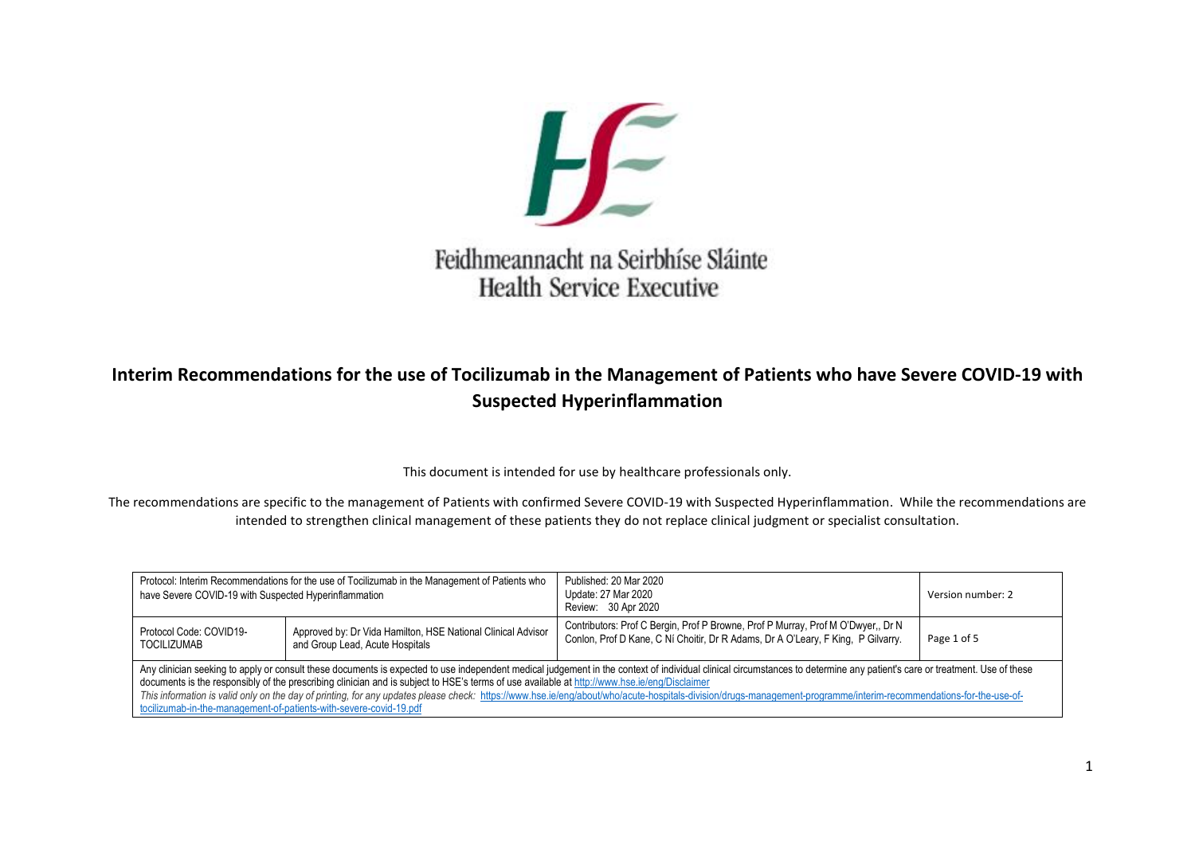Feidhmeannacht na Seirbhíse Sláinte
Health Service Executive

# Interim Recommendations for the use of Tocilizumab in the Management of Patients who have Severe COVID-19 with Suspected Hyperinflammation

This document is intended for use by healthcare professionals only.

The recommendations are specific to the management of Patients with confirmed Severe COVID-19 with Suspected Hyperinflammation. While the recommendations are intended to strengthen clinical management of these patients they do not replace clinical judgment or specialist consultation.

| Protocol: Interim Recommendations for the use of Tocilizumab in the Management of Patients who have Severe COVID-19 with Suspected Hyperinflammation | | Published: 20 Mar 2020<br>Update: 27 Mar 2020<br>Review: 30 Apr 2020 | Version number: 2 |
|---|---|---|---|
| Protocol Code: COVID19-TOCILIZUMAB | Approved by: Dr Vida Hamilton, HSE National Clinical Advisor and Group Lead, Acute Hospitals | Contributors: Prof C Bergin, Prof P Browne, Prof P Murray, Prof M O'Dwyer,, Dr N Conlon, Prof D Kane, C Ní Choitir, Dr R Adams, Dr A O'Leary, F King, P Gilvarry. | Page 1 of 5 |
| Any clinician seeking to apply or consult these documents is expected to use independent medical judgement in the context of individual clinical circumstances to determine any patient's care or treatment. Use of these documents is the responsibly of the prescribing clinician and is subject to HSE's terms of use available at http://www.hse.ie/eng/Disclaimer<br>*This information is valid only on the day of printing, for any updates please check:* https://www.hse.ie/eng/about/who/acute-hospitals-division/drugs-management-programme/interim-recommendations-for-the-use-of-tocilizumab-in-the-management-of-patients-with-severe-covid-19.pdf | | | |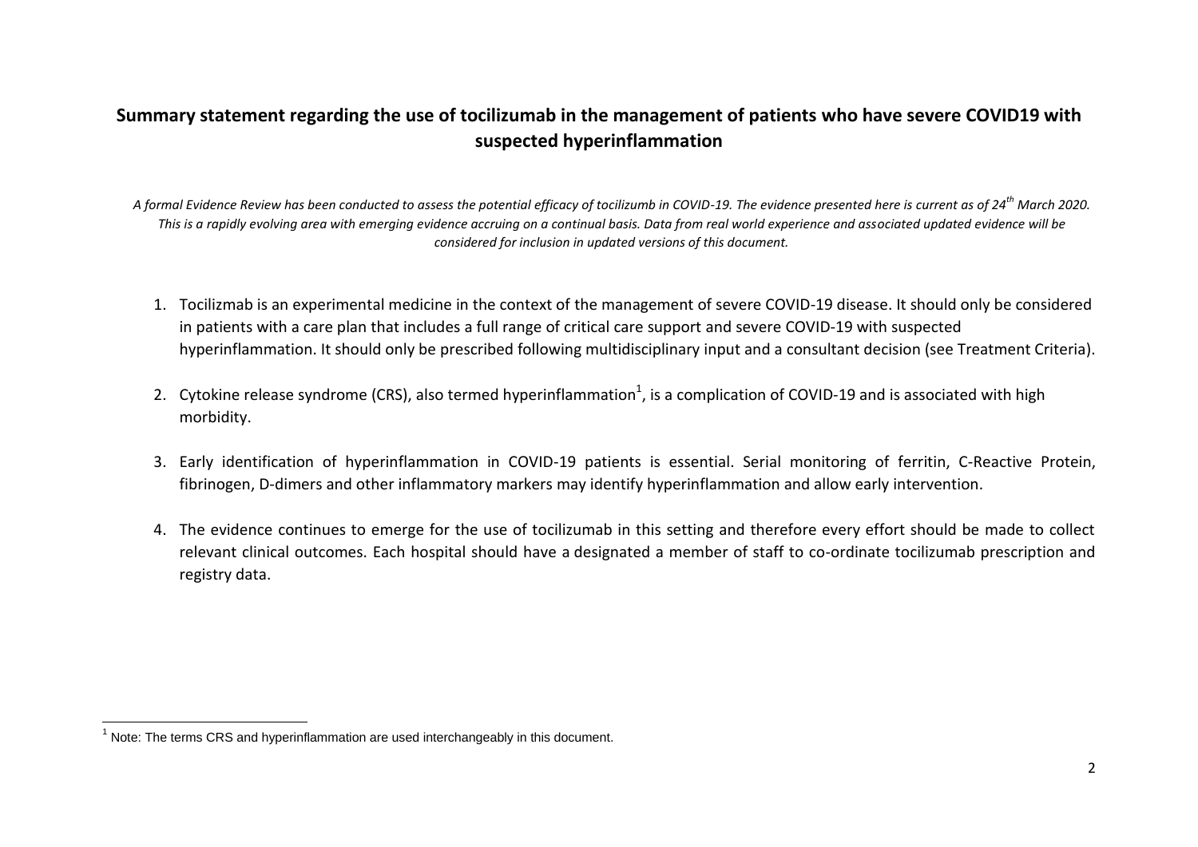# Summary statement regarding the use of tocilizumab in the management of patients who have severe COVID19 with suspected hyperinflammation

*A formal Evidence Review has been conducted to assess the potential efficacy of tocilizumb in COVID-19. The evidence presented here is current as of 24th March 2020. This is a rapidly evolving area with emerging evidence accruing on a continual basis. Data from real world experience and associated updated evidence will be considered for inclusion in updated versions of this document.*

1. Tocilizmab is an experimental medicine in the context of the management of severe COVID-19 disease. It should only be considered in patients with a care plan that includes a full range of critical care support and severe COVID-19 with suspected hyperinflammation. It should only be prescribed following multidisciplinary input and a consultant decision (see Treatment Criteria).

2. Cytokine release syndrome (CRS), also termed hyperinflammation[1], is a complication of COVID-19 and is associated with high morbidity.

3. Early identification of hyperinflammation in COVID-19 patients is essential. Serial monitoring of ferritin, C-Reactive Protein, fibrinogen, D-dimers and other inflammatory markers may identify hyperinflammation and allow early intervention.

4. The evidence continues to emerge for the use of tocilizumab in this setting and therefore every effort should be made to collect relevant clinical outcomes. Each hospital should have a designated a member of staff to co-ordinate tocilizumab prescription and registry data.

---

[1] Note: The terms CRS and hyperinflammation are used interchangeably in this document.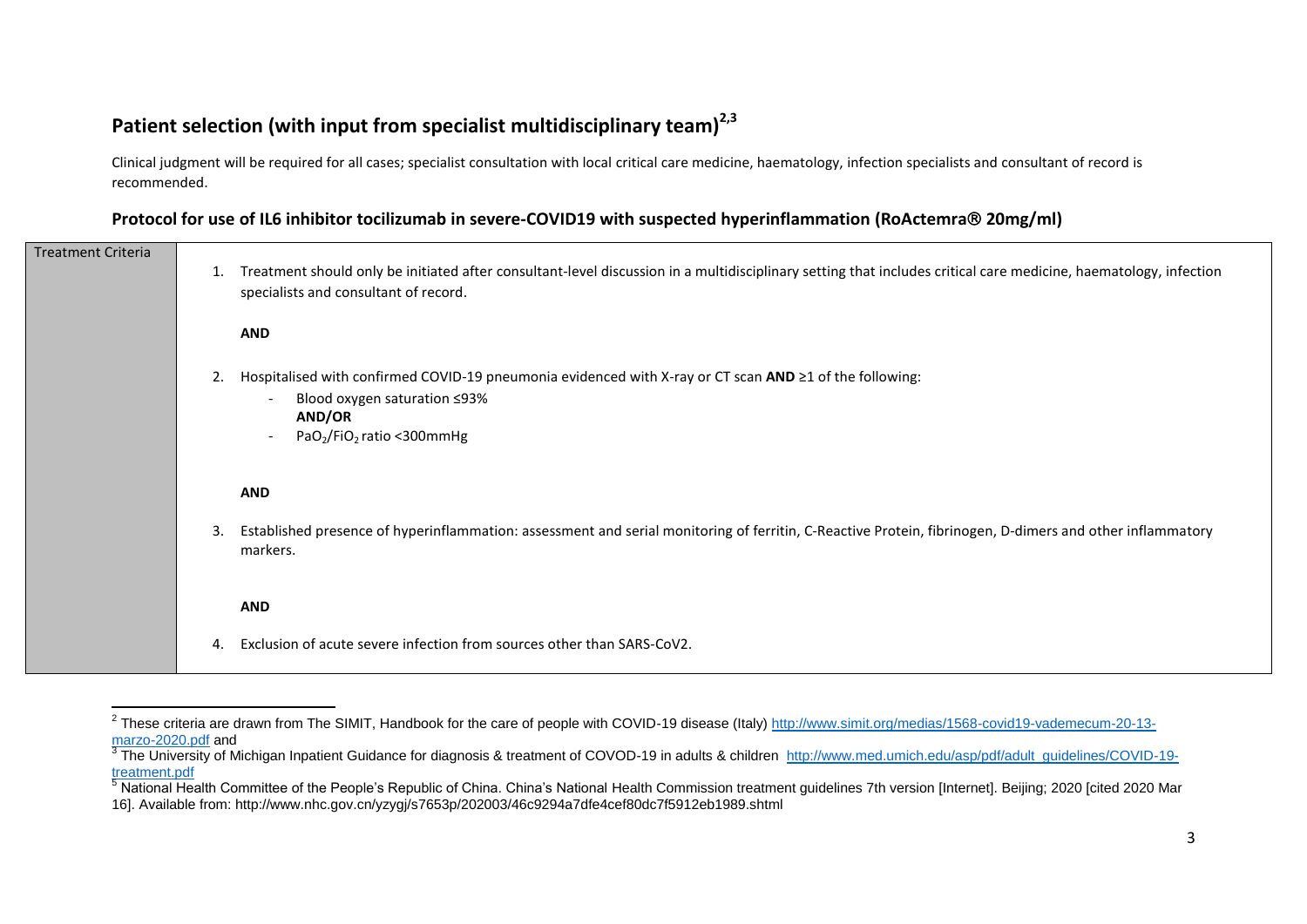## Patient selection (with input from specialist multidisciplinary team)[2,3]

Clinical judgment will be required for all cases; specialist consultation with local critical care medicine, haematology, infection specialists and consultant of record is recommended.

### Protocol for use of IL6 inhibitor tocilizumab in severe-COVID19 with suspected hyperinflammation (RoActemra® 20mg/ml)

| Treatment Criteria | 1. Treatment should only be initiated after consultant-level discussion in a multidisciplinary setting that includes critical care medicine, haematology, infection specialists and consultant of record.<br><br>**AND**<br><br>2. Hospitalised with confirmed COVID-19 pneumonia evidenced with X-ray or CT scan **AND** ≥1 of the following:<br>- Blood oxygen saturation ≤93%<br>**AND/OR**<br>- $PaO_2/FiO_2$ ratio <300mmHg<br><br>**AND**<br><br>3. Established presence of hyperinflammation: assessment and serial monitoring of ferritin, C-Reactive Protein, fibrinogen, D-dimers and other inflammatory markers.<br><br>**AND**<br><br>4. Exclusion of acute severe infection from sources other than SARS-CoV2. |
|---|---|

---

[2] These criteria are drawn from The SIMIT, Handbook for the care of people with COVID-19 disease (Italy) http://www.simit.org/medias/1568-covid19-vademecum-20-13-marzo-2020.pdf and

[3] The University of Michigan Inpatient Guidance for diagnosis & treatment of COVOD-19 in adults & children http://www.med.umich.edu/asp/pdf/adult_guidelines/COVID-19-treatment.pdf

[5] National Health Committee of the People's Republic of China. China's National Health Commission treatment guidelines 7th version [Internet]. Beijing; 2020 [cited 2020 Mar 16]. Available from: http://www.nhc.gov.cn/yzygj/s7653p/202003/46c9294a7dfe4cef80dc7f5912eb1989.shtml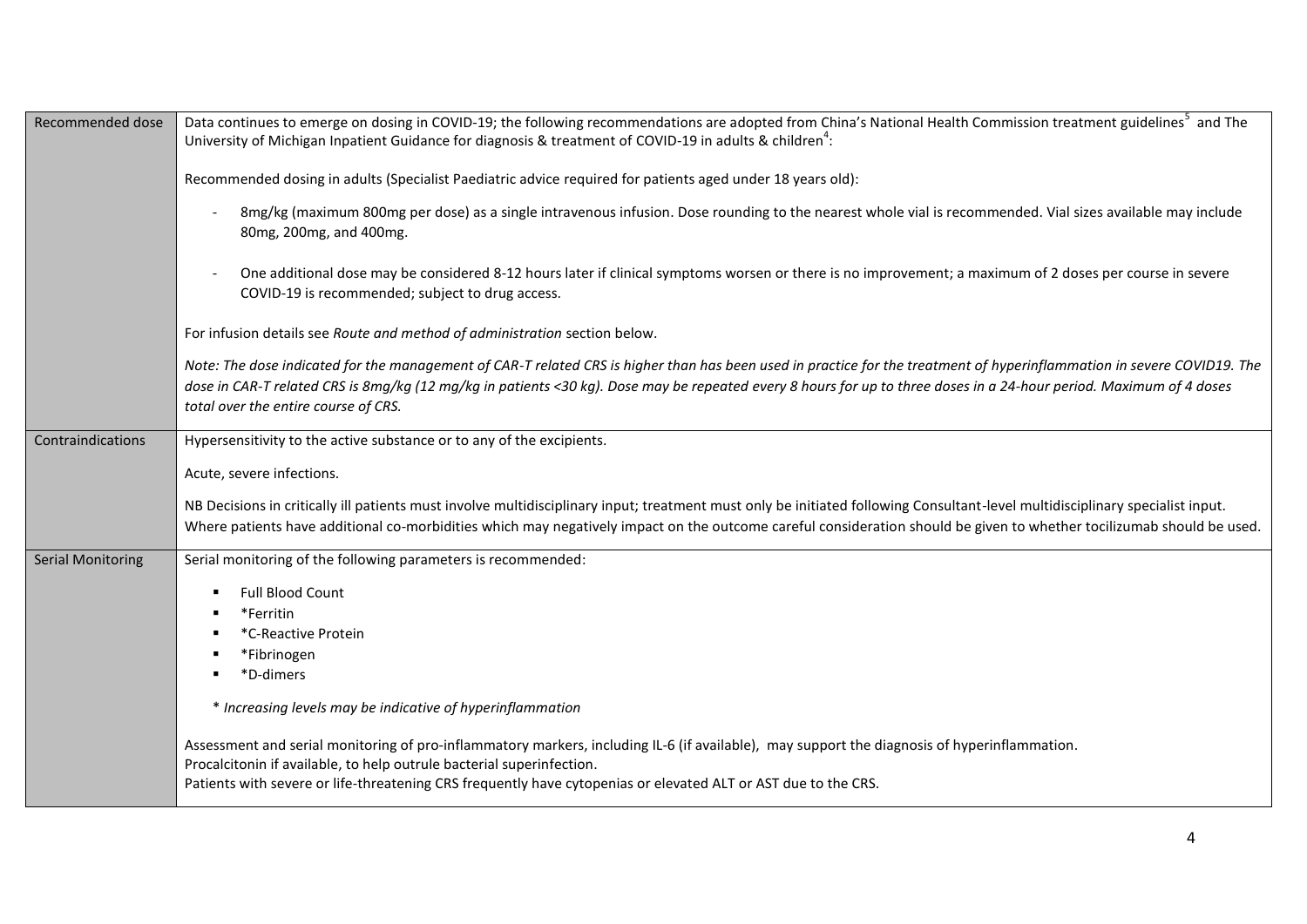| | |
|---|---|
| Recommended dose | Data continues to emerge on dosing in COVID-19; the following recommendations are adopted from China's National Health Commission treatment guidelines[5] and The University of Michigan Inpatient Guidance for diagnosis & treatment of COVID-19 in adults & children[4]:<br><br>Recommended dosing in adults (Specialist Paediatric advice required for patients aged under 18 years old):<br><br>- 8mg/kg (maximum 800mg per dose) as a single intravenous infusion. Dose rounding to the nearest whole vial is recommended. Vial sizes available may include 80mg, 200mg, and 400mg.<br>- One additional dose may be considered 8-12 hours later if clinical symptoms worsen or there is no improvement; a maximum of 2 doses per course in severe COVID-19 is recommended; subject to drug access.<br><br>For infusion details see *Route and method of administration* section below.<br><br>*Note: The dose indicated for the management of CAR-T related CRS is higher than has been used in practice for the treatment of hyperinflammation in severe COVID19. The dose in CAR-T related CRS is 8mg/kg (12 mg/kg in patients <30 kg). Dose may be repeated every 8 hours for up to three doses in a 24-hour period. Maximum of 4 doses total over the entire course of CRS.* |
| Contraindications | Hypersensitivity to the active substance or to any of the excipients.<br><br>Acute, severe infections.<br><br>NB Decisions in critically ill patients must involve multidisciplinary input; treatment must only be initiated following Consultant-level multidisciplinary specialist input. Where patients have additional co-morbidities which may negatively impact on the outcome careful consideration should be given to whether tocilizumab should be used. |
| Serial Monitoring | Serial monitoring of the following parameters is recommended:<br><br>- Full Blood Count<br>- *Ferritin<br>- *C-Reactive Protein<br>- *Fibrinogen<br>- *D-dimers<br><br>* *Increasing levels may be indicative of hyperinflammation*<br><br>Assessment and serial monitoring of pro-inflammatory markers, including IL-6 (if available), may support the diagnosis of hyperinflammation.<br>Procalcitonin if available, to help outrule bacterial superinfection.<br>Patients with severe or life-threatening CRS frequently have cytopenias or elevated ALT or AST due to the CRS. |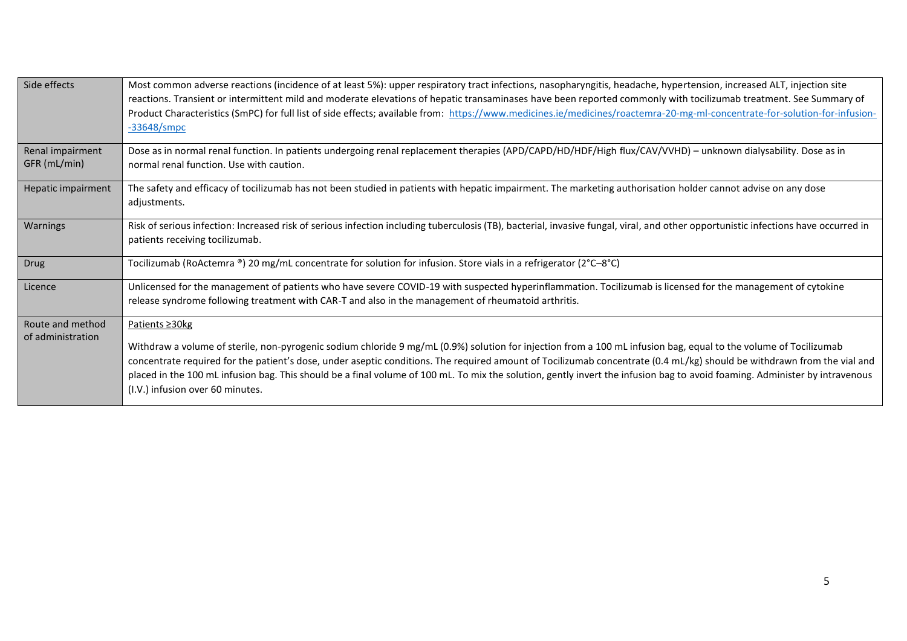| | |
|---|---|
| Side effects | Most common adverse reactions (incidence of at least 5%): upper respiratory tract infections, nasopharyngitis, headache, hypertension, increased ALT, injection site reactions. Transient or intermittent mild and moderate elevations of hepatic transaminases have been reported commonly with tocilizumab treatment. See Summary of Product Characteristics (SmPC) for full list of side effects; available from: https://www.medicines.ie/medicines/roactemra-20-mg-ml-concentrate-for-solution-for-infusion--33648/smpc |
| Renal impairment GFR (mL/min) | Dose as in normal renal function. In patients undergoing renal replacement therapies (APD/CAPD/HD/HDF/High flux/CAV/VVHD) – unknown dialysability. Dose as in normal renal function. Use with caution. |
| Hepatic impairment | The safety and efficacy of tocilizumab has not been studied in patients with hepatic impairment. The marketing authorisation holder cannot advise on any dose adjustments. |
| Warnings | Risk of serious infection: Increased risk of serious infection including tuberculosis (TB), bacterial, invasive fungal, viral, and other opportunistic infections have occurred in patients receiving tocilizumab. |
| Drug | Tocilizumab (RoActemra ®) 20 mg/mL concentrate for solution for infusion. Store vials in a refrigerator (2°C–8°C) |
| Licence | Unlicensed for the management of patients who have severe COVID-19 with suspected hyperinflammation. Tocilizumab is licensed for the management of cytokine release syndrome following treatment with CAR-T and also in the management of rheumatoid arthritis. |
| Route and method of administration | Patients ≥30kg<br><br>Withdraw a volume of sterile, non-pyrogenic sodium chloride 9 mg/mL (0.9%) solution for injection from a 100 mL infusion bag, equal to the volume of Tocilizumab concentrate required for the patient's dose, under aseptic conditions. The required amount of Tocilizumab concentrate (0.4 mL/kg) should be withdrawn from the vial and placed in the 100 mL infusion bag. This should be a final volume of 100 mL. To mix the solution, gently invert the infusion bag to avoid foaming. Administer by intravenous (I.V.) infusion over 60 minutes. |